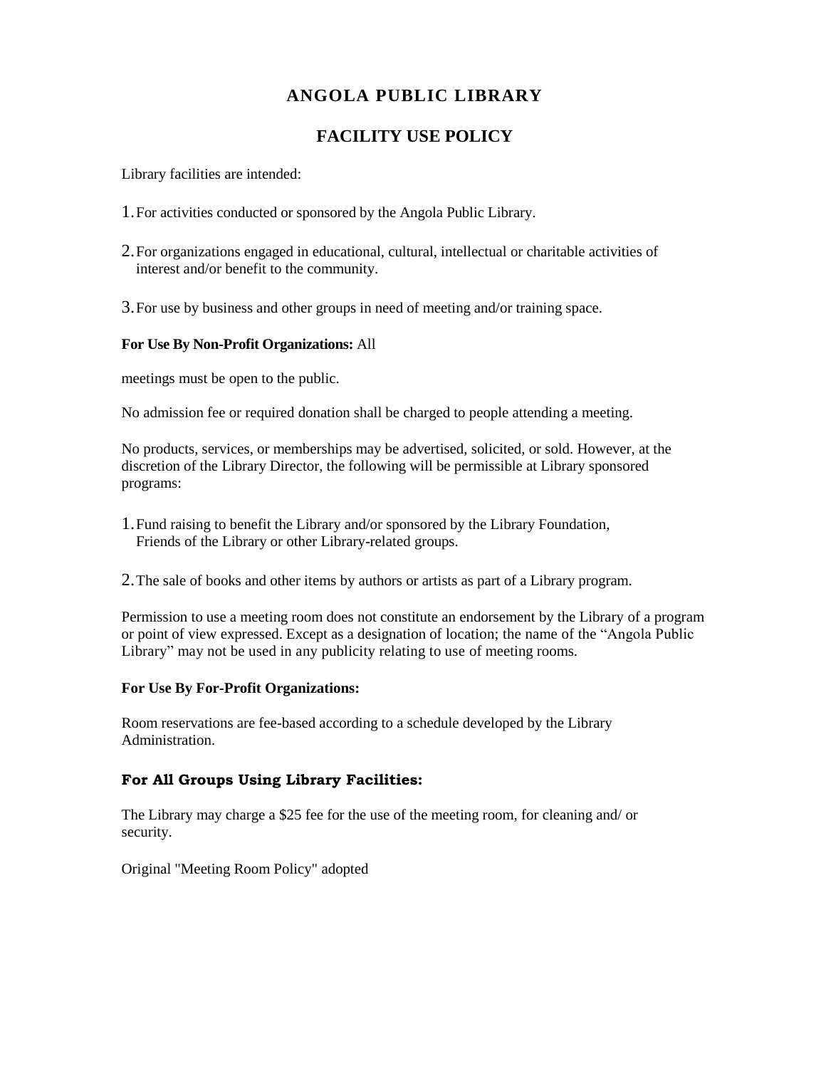# ANGOLA PUBLIC LIBRARY

## FACILITY USE POLICY

Library facilities are intended:

1. For activities conducted or sponsored by the Angola Public Library.
2. For organizations engaged in educational, cultural, intellectual or charitable activities of interest and/or benefit to the community.
3. For use by business and other groups in need of meeting and/or training space.

**For Use By Non-Profit Organizations:** All

meetings must be open to the public.

No admission fee or required donation shall be charged to people attending a meeting.

No products, services, or memberships may be advertised, solicited, or sold. However, at the discretion of the Library Director, the following will be permissible at Library sponsored programs:

1. Fund raising to benefit the Library and/or sponsored by the Library Foundation, Friends of the Library or other Library-related groups.
2. The sale of books and other items by authors or artists as part of a Library program.

Permission to use a meeting room does not constitute an endorsement by the Library of a program or point of view expressed. Except as a designation of location; the name of the "Angola Public Library" may not be used in any publicity relating to use of meeting rooms.

**For Use By For-Profit Organizations:**

Room reservations are fee-based according to a schedule developed by the Library Administration.

### For All Groups Using Library Facilities:

The Library may charge a $25 fee for the use of the meeting room, for cleaning and/ or security.

Original "Meeting Room Policy" adopted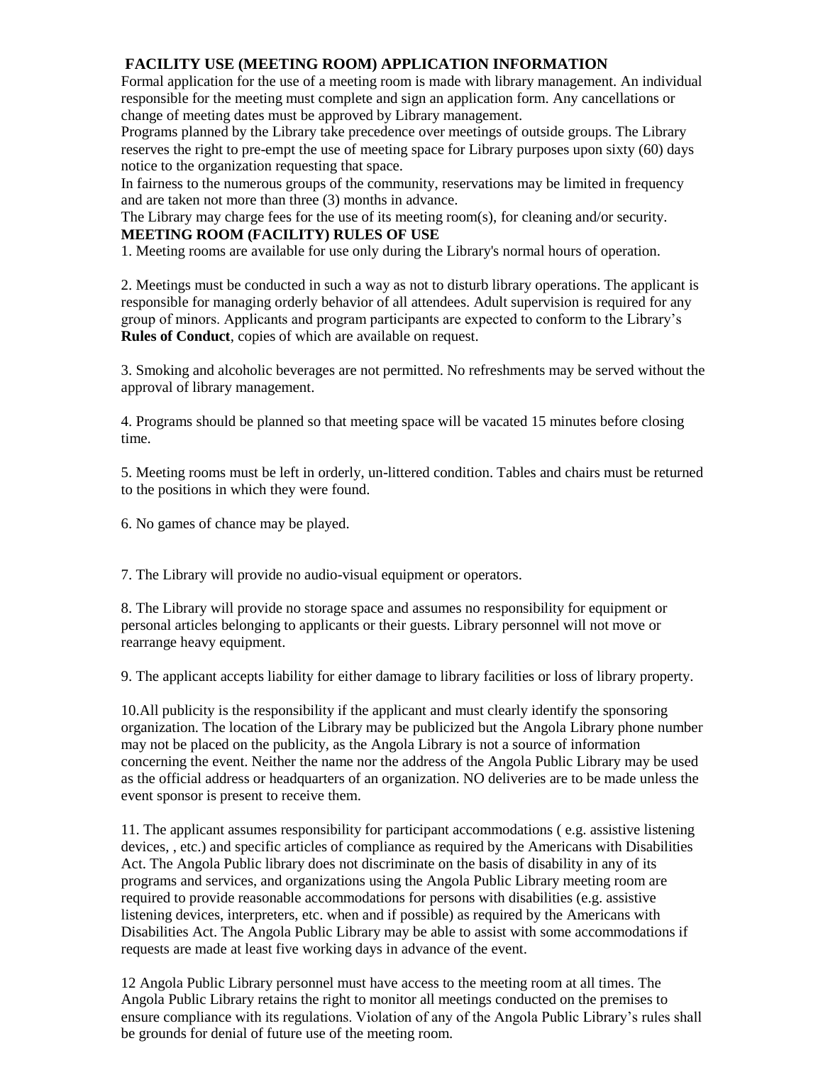**FACILITY USE (MEETING ROOM) APPLICATION INFORMATION**

Formal application for the use of a meeting room is made with library management. An individual responsible for the meeting must complete and sign an application form. Any cancellations or change of meeting dates must be approved by Library management.

Programs planned by the Library take precedence over meetings of outside groups. The Library reserves the right to pre-empt the use of meeting space for Library purposes upon sixty (60) days notice to the organization requesting that space.

In fairness to the numerous groups of the community, reservations may be limited in frequency and are taken not more than three (3) months in advance.

The Library may charge fees for the use of its meeting room(s), for cleaning and/or security.

**MEETING ROOM (FACILITY) RULES OF USE**

1. Meeting rooms are available for use only during the Library's normal hours of operation.

2. Meetings must be conducted in such a way as not to disturb library operations. The applicant is responsible for managing orderly behavior of all attendees. Adult supervision is required for any group of minors. Applicants and program participants are expected to conform to the Library's **Rules of Conduct**, copies of which are available on request.

3. Smoking and alcoholic beverages are not permitted. No refreshments may be served without the approval of library management.

4. Programs should be planned so that meeting space will be vacated 15 minutes before closing time.

5. Meeting rooms must be left in orderly, un-littered condition. Tables and chairs must be returned to the positions in which they were found.

6. No games of chance may be played.

7. The Library will provide no audio-visual equipment or operators.

8. The Library will provide no storage space and assumes no responsibility for equipment or personal articles belonging to applicants or their guests. Library personnel will not move or rearrange heavy equipment.

9. The applicant accepts liability for either damage to library facilities or loss of library property.

10.All publicity is the responsibility if the applicant and must clearly identify the sponsoring organization. The location of the Library may be publicized but the Angola Library phone number may not be placed on the publicity, as the Angola Library is not a source of information concerning the event. Neither the name nor the address of the Angola Public Library may be used as the official address or headquarters of an organization. NO deliveries are to be made unless the event sponsor is present to receive them.

11. The applicant assumes responsibility for participant accommodations ( e.g. assistive listening devices, , etc.) and specific articles of compliance as required by the Americans with Disabilities Act. The Angola Public library does not discriminate on the basis of disability in any of its programs and services, and organizations using the Angola Public Library meeting room are required to provide reasonable accommodations for persons with disabilities (e.g. assistive listening devices, interpreters, etc. when and if possible) as required by the Americans with Disabilities Act. The Angola Public Library may be able to assist with some accommodations if requests are made at least five working days in advance of the event.

12 Angola Public Library personnel must have access to the meeting room at all times. The Angola Public Library retains the right to monitor all meetings conducted on the premises to ensure compliance with its regulations. Violation of any of the Angola Public Library's rules shall be grounds for denial of future use of the meeting room.